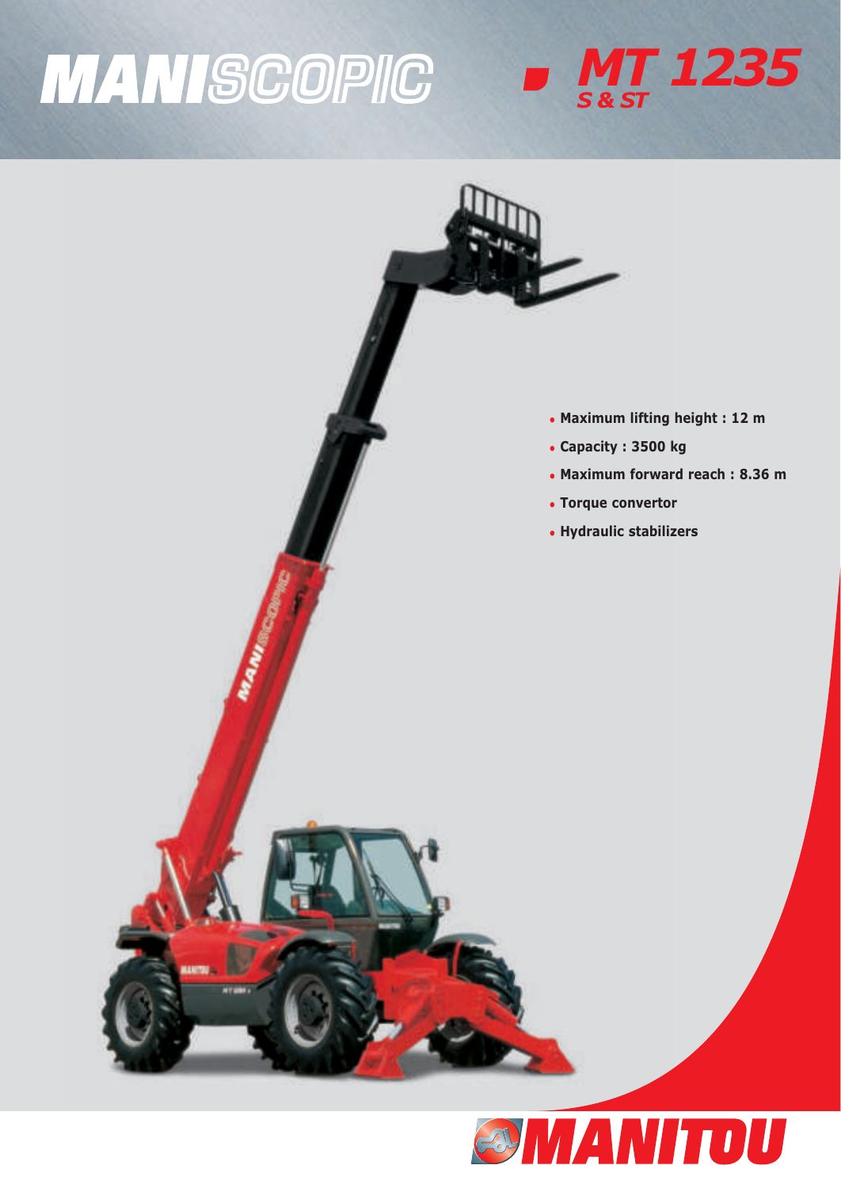# MANISCOPIC

## MT 1235
### S & ST

- **Maximum lifting height : 12 m**
- **Capacity : 3500 kg**
- **Maximum forward reach : 8.36 m**
- **Torque convertor**
- **Hydraulic stabilizers**

MANITOU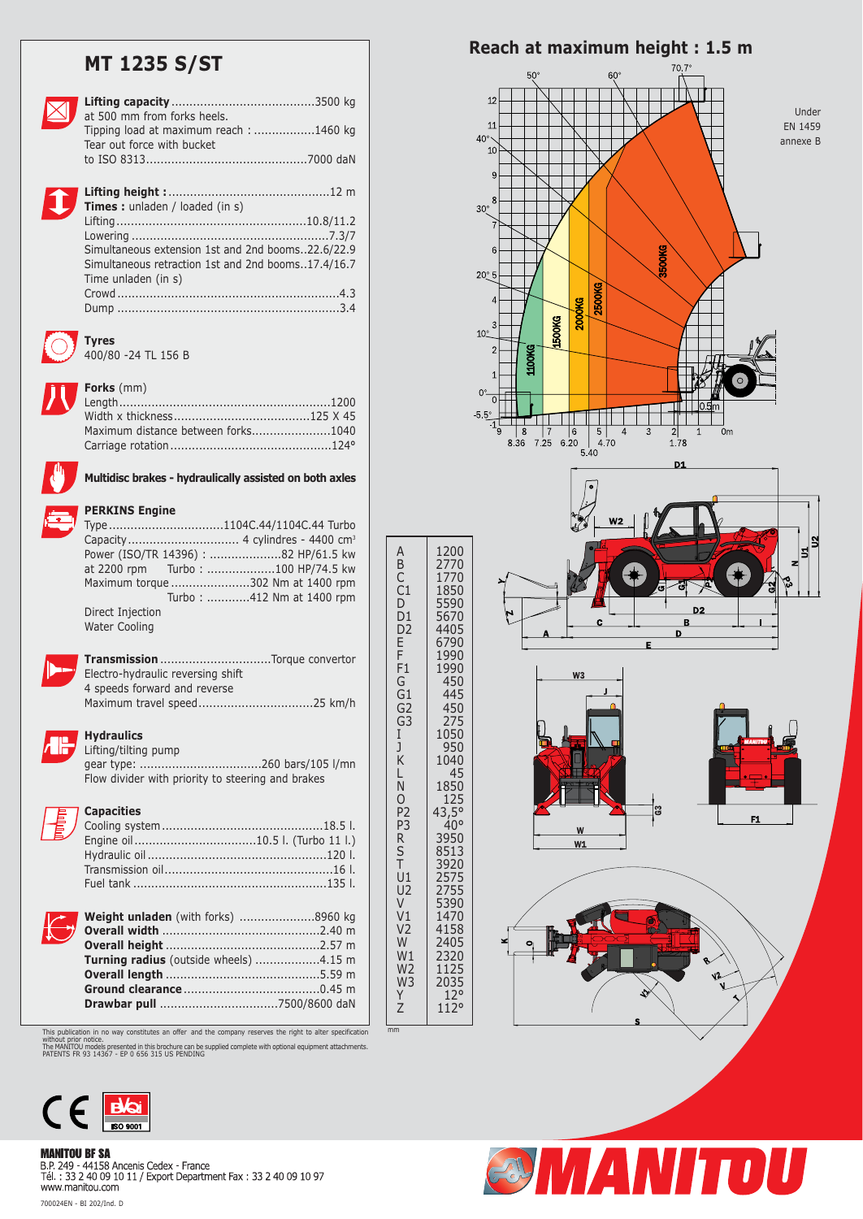# MT 1235 S/ST

**Lifting capacity** .......................................3500 kg
at 500 mm from forks heels.
Tipping load at maximum reach : .................1460 kg
Tear out force with bucket
to ISO 8313.............................................7000 daN

**Lifting height :** ............................................12 m
**Times :** unladen / loaded (in s)
Lifting.....................................................10.8/11.2
Lowering .......................................................7.3/7
Simultaneous extension 1st and 2nd booms..22.6/22.9
Simultaneous retraction 1st and 2nd booms..17.4/16.7
Time unladen (in s)
Crowd .............................................................4.3
Dump .............................................................3.4

**Tyres**
400/80 -24 TL 156 B

**Forks** (mm)
Length..........................................................1200
Width x thickness......................................125 X 45
Maximum distance between forks......................1040
Carriage rotation .............................................124°

**Multidisc brakes - hydraulically assisted on both axles**

**PERKINS Engine**
Type................................1104C.44/1104C.44 Turbo
Capacity............................... 4 cylindres - 4400 cm³
Power (ISO/TR 14396) : ....................82 HP/61.5 kw
at 2200 rpm     Turbo : ...................100 HP/74.5 kw
Maximum torque......................302 Nm at 1400 rpm
Turbo : ............412 Nm at 1400 rpm
Direct Injection
Water Cooling

**Transmission** ...............................Torque convertor
Electro-hydraulic reversing shift
4 speeds forward and reverse
Maximum travel speed................................25 km/h

**Hydraulics**
Lifting/tilting pump
gear type: ..................................260 bars/105 l/mn
Flow divider with priority to steering and brakes

**Capacities**
Cooling system.............................................18.5 l.
Engine oil.................................10.5 l. (Turbo 11 l.)
Hydraulic oil.................................................120 l.
Transmission oil...............................................16 l.
Fuel tank ......................................................135 l.

**Weight unladen** (with forks) .....................8960 kg
**Overall width** ............................................2.40 m
**Overall height** ...........................................2.57 m
**Turning radius** (outside wheels) ..................4.15 m
**Overall length** ...........................................5.59 m
**Ground clearance** ......................................0.45 m
**Drawbar pull** .................................7500/8600 daN

This publication in no way constitutes an offer and the company reserves the right to alter specification without prior notice.
The MANITOU models presented in this brochure can be supplied complete with optional equipment attachments.
PATENTS FR 93 14367 - EP 0 656 315 US PENDING

## Reach at maximum height : 1.5 m

Under EN 1459 annexe B

50° 60° 70,7° 40° 30° 20° 10° 0° -5.5°
12 11 10 9 8 7 6 5 4 3 2 1 0 -1
9 8 7 6 5 4 3 2 1 0m
8.36 7.25 6.20 5.40 4.70 1.78
1100KG 1500KG 2000KG 2500KG 3500KG
0.5m

| | |
|---|---|
| A | 1200 |
| B | 2770 |
| C | 1770 |
| C1 | 1850 |
| D | 5590 |
| D1 | 5670 |
| D2 | 4405 |
| E | 6790 |
| F | 1990 |
| F1 | 1990 |
| G | 450 |
| G1 | 445 |
| G2 | 450 |
| G3 | 275 |
| I | 1050 |
| J | 950 |
| K | 1040 |
| L | 45 |
| N | 1850 |
| O | 125 |
| P2 | 43,5° |
| P3 | 40° |
| R | 3950 |
| S | 8513 |
| T | 3920 |
| U1 | 2575 |
| U2 | 2755 |
| V | 5390 |
| V1 | 1470 |
| V2 | 4158 |
| W | 2405 |
| W1 | 2320 |
| W2 | 1125 |
| W3 | 2035 |
| Y | 12° |
| Z | 112° |

mm

**MANITOU BF SA**
B.P. 249 - 44158 Ancenis Cedex - France
Tél. : 33 2 40 09 10 11 / Export Department Fax : 33 2 40 09 10 97
www.manitou.com

700024EN - BI 202/Ind. D

ISO 9001

MANITOU